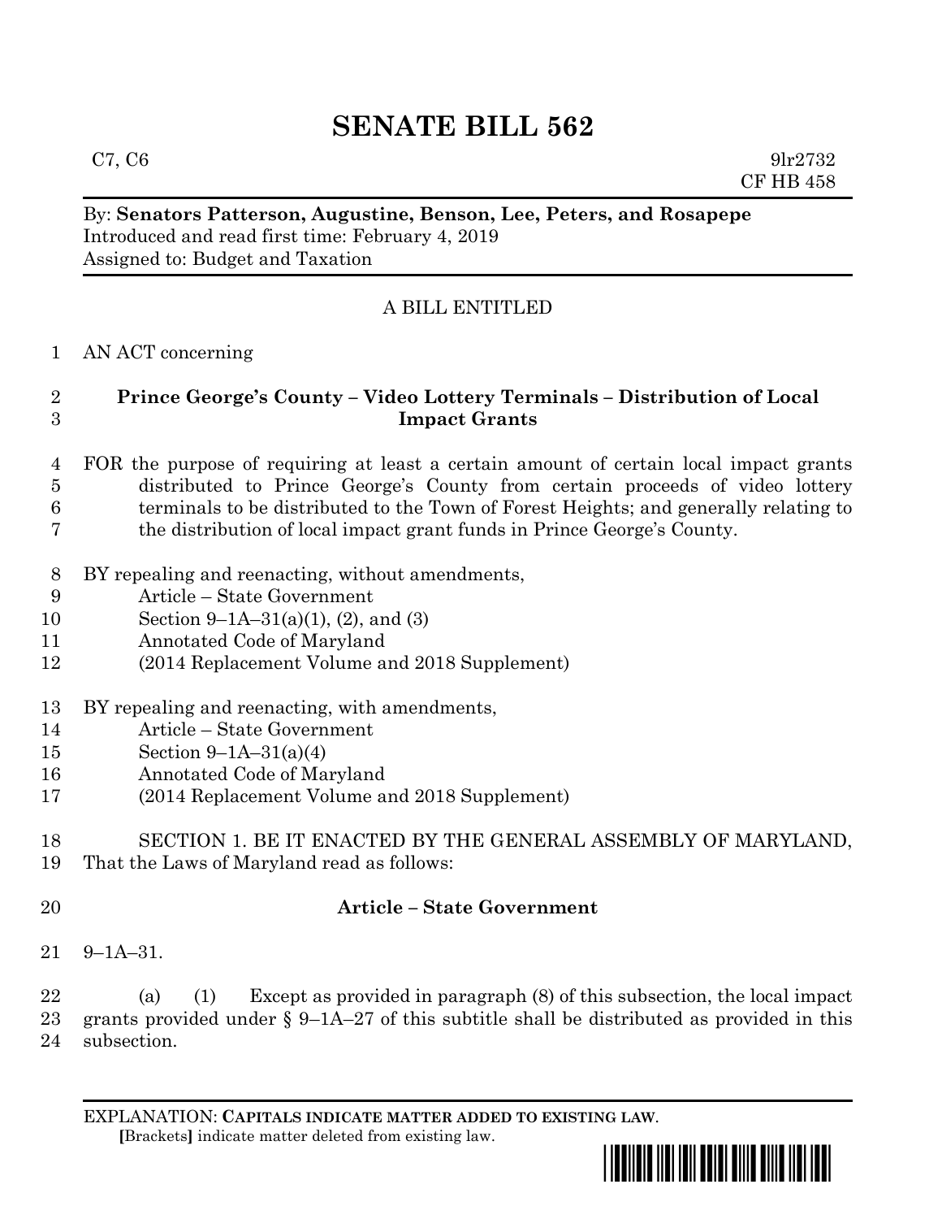# SENATE BILL 562

C7, C6 9lr2732
CF HB 458

By: **Senators Patterson, Augustine, Benson, Lee, Peters, and Rosapepe**
Introduced and read first time: February 4, 2019
Assigned to: Budget and Taxation

A BILL ENTITLED

AN ACT concerning

**Prince George's County – Video Lottery Terminals – Distribution of Local Impact Grants**

FOR the purpose of requiring at least a certain amount of certain local impact grants distributed to Prince George's County from certain proceeds of video lottery terminals to be distributed to the Town of Forest Heights; and generally relating to the distribution of local impact grant funds in Prince George's County.

BY repealing and reenacting, without amendments,
Article – State Government
Section 9–1A–31(a)(1), (2), and (3)
Annotated Code of Maryland
(2014 Replacement Volume and 2018 Supplement)

BY repealing and reenacting, with amendments,
Article – State Government
Section 9–1A–31(a)(4)
Annotated Code of Maryland
(2014 Replacement Volume and 2018 Supplement)

SECTION 1. BE IT ENACTED BY THE GENERAL ASSEMBLY OF MARYLAND, That the Laws of Maryland read as follows:

**Article – State Government**

9–1A–31.

(a) (1) Except as provided in paragraph (8) of this subsection, the local impact grants provided under § 9–1A–27 of this subtitle shall be distributed as provided in this subsection.

EXPLANATION: **CAPITALS INDICATE MATTER ADDED TO EXISTING LAW.**
[Brackets] indicate matter deleted from existing law.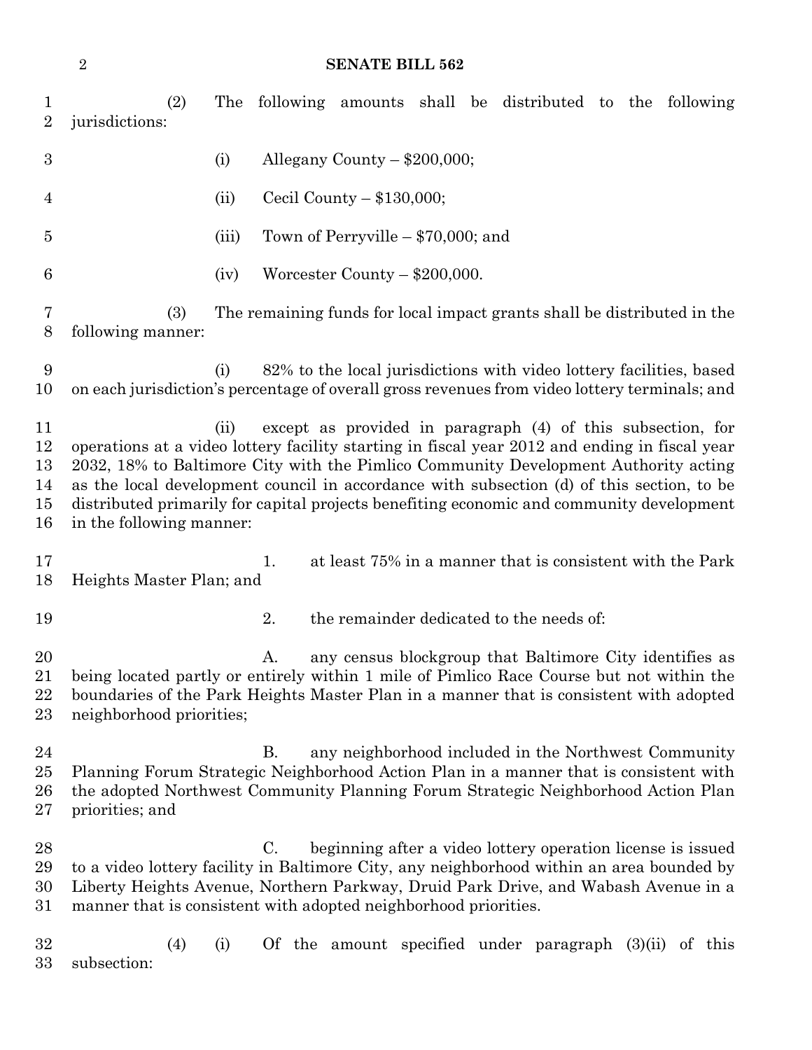(2) The following amounts shall be distributed to the following jurisdictions:

(i) Allegany County – $200,000;

(ii) Cecil County – $130,000;

(iii) Town of Perryville – $70,000; and

(iv) Worcester County – $200,000.

(3) The remaining funds for local impact grants shall be distributed in the following manner:

(i) 82% to the local jurisdictions with video lottery facilities, based on each jurisdiction's percentage of overall gross revenues from video lottery terminals; and

(ii) except as provided in paragraph (4) of this subsection, for operations at a video lottery facility starting in fiscal year 2012 and ending in fiscal year 2032, 18% to Baltimore City with the Pimlico Community Development Authority acting as the local development council in accordance with subsection (d) of this section, to be distributed primarily for capital projects benefiting economic and community development in the following manner:

1. at least 75% in a manner that is consistent with the Park Heights Master Plan; and

2. the remainder dedicated to the needs of:

A. any census blockgroup that Baltimore City identifies as being located partly or entirely within 1 mile of Pimlico Race Course but not within the boundaries of the Park Heights Master Plan in a manner that is consistent with adopted neighborhood priorities;

B. any neighborhood included in the Northwest Community Planning Forum Strategic Neighborhood Action Plan in a manner that is consistent with the adopted Northwest Community Planning Forum Strategic Neighborhood Action Plan priorities; and

C. beginning after a video lottery operation license is issued to a video lottery facility in Baltimore City, any neighborhood within an area bounded by Liberty Heights Avenue, Northern Parkway, Druid Park Drive, and Wabash Avenue in a manner that is consistent with adopted neighborhood priorities.

(4) (i) Of the amount specified under paragraph (3)(ii) of this subsection: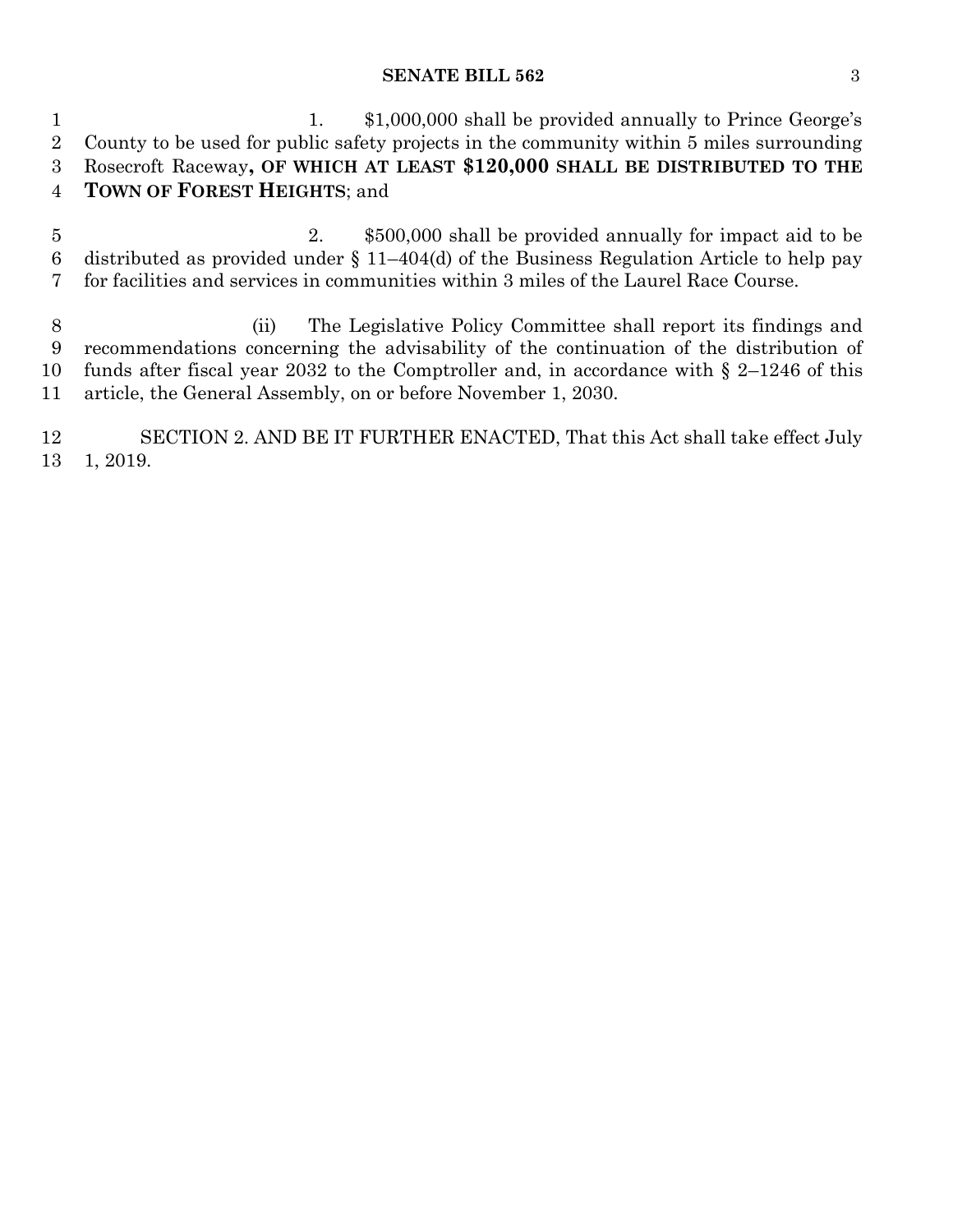1. $1,000,000 shall be provided annually to Prince George's County to be used for public safety projects in the community within 5 miles surrounding Rosecroft Raceway**, OF WHICH AT LEAST $120,000 SHALL BE DISTRIBUTED TO THE TOWN OF FOREST HEIGHTS**; and

2. $500,000 shall be provided annually for impact aid to be distributed as provided under § 11–404(d) of the Business Regulation Article to help pay for facilities and services in communities within 3 miles of the Laurel Race Course.

(ii) The Legislative Policy Committee shall report its findings and recommendations concerning the advisability of the continuation of the distribution of funds after fiscal year 2032 to the Comptroller and, in accordance with § 2–1246 of this article, the General Assembly, on or before November 1, 2030.

SECTION 2. AND BE IT FURTHER ENACTED, That this Act shall take effect July 1, 2019.